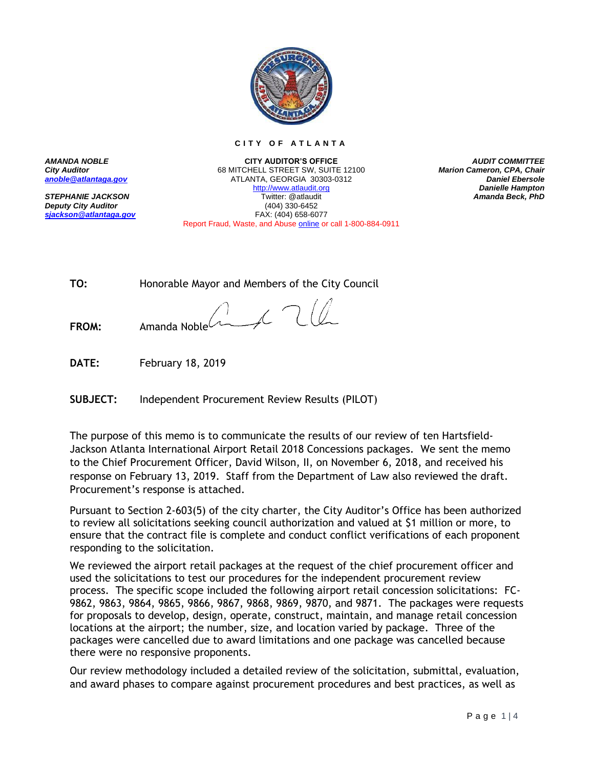CITY OF ATLANTA

**AMANDA NOBLE**
*City Auditor*
*anoble@atlantaga.gov*

**STEPHANIE JACKSON**
*Deputy City Auditor*
*sjackson@atlantaga.gov*

**CITY AUDITOR'S OFFICE**
68 MITCHELL STREET SW, SUITE 12100
ATLANTA, GEORGIA 30303-0312
http://www.atlaudit.org
Twitter: @atlaudit
(404) 330-6452
FAX: (404) 658-6077
Report Fraud, Waste, and Abuse online or call 1-800-884-0911

***AUDIT COMMITTEE***
***Marion Cameron, CPA, Chair***
***Daniel Ebersole***
***Danielle Hampton***
***Amanda Beck, PhD***

**TO:** Honorable Mayor and Members of the City Council

**FROM:** Amanda Noble

**DATE:** February 18, 2019

**SUBJECT:** Independent Procurement Review Results (PILOT)

The purpose of this memo is to communicate the results of our review of ten Hartsfield-Jackson Atlanta International Airport Retail 2018 Concessions packages. We sent the memo to the Chief Procurement Officer, David Wilson, II, on November 6, 2018, and received his response on February 13, 2019. Staff from the Department of Law also reviewed the draft. Procurement's response is attached.

Pursuant to Section 2-603(5) of the city charter, the City Auditor's Office has been authorized to review all solicitations seeking council authorization and valued at $1 million or more, to ensure that the contract file is complete and conduct conflict verifications of each proponent responding to the solicitation.

We reviewed the airport retail packages at the request of the chief procurement officer and used the solicitations to test our procedures for the independent procurement review process. The specific scope included the following airport retail concession solicitations: FC-9862, 9863, 9864, 9865, 9866, 9867, 9868, 9869, 9870, and 9871. The packages were requests for proposals to develop, design, operate, construct, maintain, and manage retail concession locations at the airport; the number, size, and location varied by package. Three of the packages were cancelled due to award limitations and one package was cancelled because there were no responsive proponents.

Our review methodology included a detailed review of the solicitation, submittal, evaluation, and award phases to compare against procurement procedures and best practices, as well as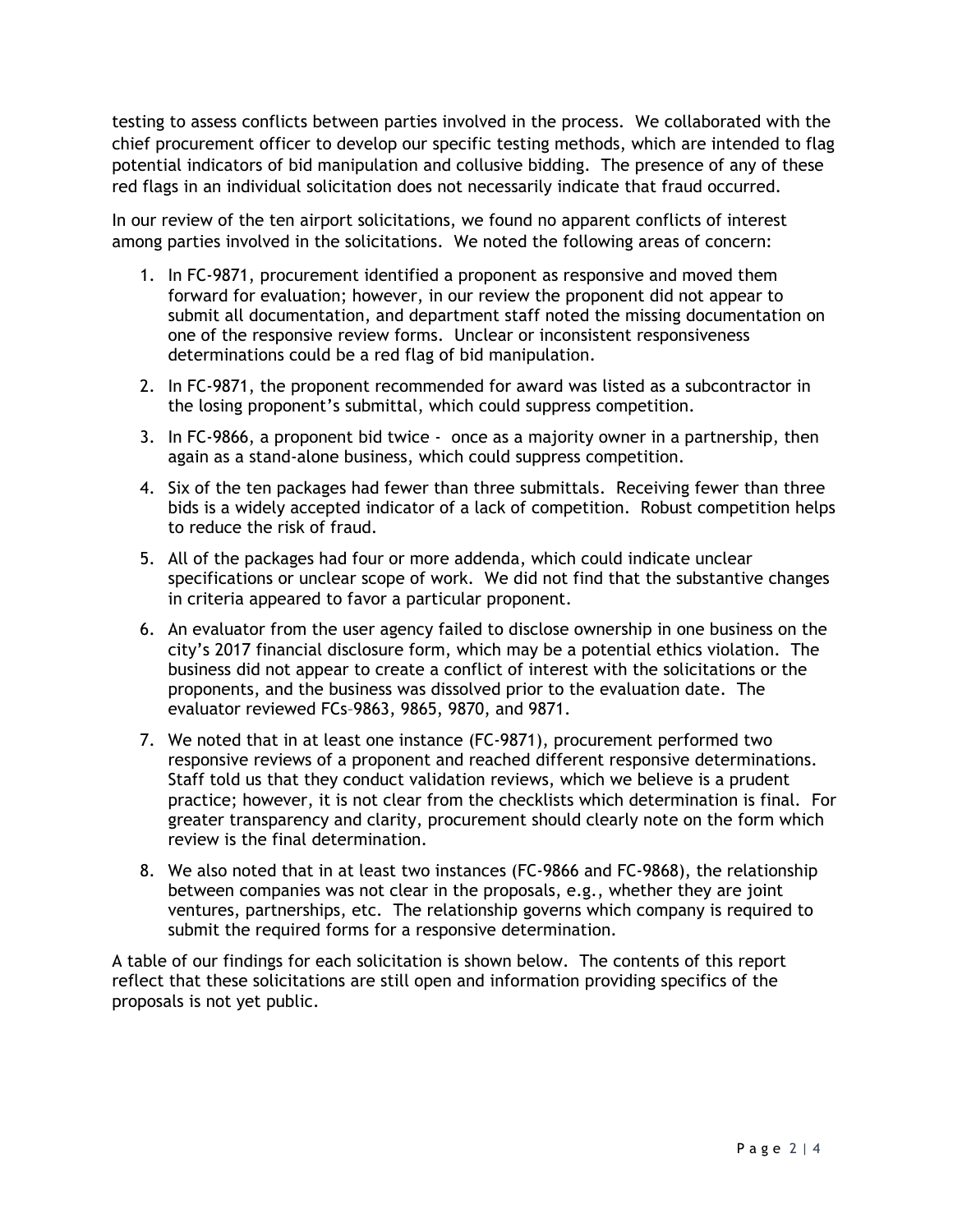testing to assess conflicts between parties involved in the process. We collaborated with the chief procurement officer to develop our specific testing methods, which are intended to flag potential indicators of bid manipulation and collusive bidding. The presence of any of these red flags in an individual solicitation does not necessarily indicate that fraud occurred.

In our review of the ten airport solicitations, we found no apparent conflicts of interest among parties involved in the solicitations. We noted the following areas of concern:

1. In FC-9871, procurement identified a proponent as responsive and moved them forward for evaluation; however, in our review the proponent did not appear to submit all documentation, and department staff noted the missing documentation on one of the responsive review forms. Unclear or inconsistent responsiveness determinations could be a red flag of bid manipulation.
2. In FC-9871, the proponent recommended for award was listed as a subcontractor in the losing proponent's submittal, which could suppress competition.
3. In FC-9866, a proponent bid twice - once as a majority owner in a partnership, then again as a stand-alone business, which could suppress competition.
4. Six of the ten packages had fewer than three submittals. Receiving fewer than three bids is a widely accepted indicator of a lack of competition. Robust competition helps to reduce the risk of fraud.
5. All of the packages had four or more addenda, which could indicate unclear specifications or unclear scope of work. We did not find that the substantive changes in criteria appeared to favor a particular proponent.
6. An evaluator from the user agency failed to disclose ownership in one business on the city's 2017 financial disclosure form, which may be a potential ethics violation. The business did not appear to create a conflict of interest with the solicitations or the proponents, and the business was dissolved prior to the evaluation date. The evaluator reviewed FCs–9863, 9865, 9870, and 9871.
7. We noted that in at least one instance (FC-9871), procurement performed two responsive reviews of a proponent and reached different responsive determinations. Staff told us that they conduct validation reviews, which we believe is a prudent practice; however, it is not clear from the checklists which determination is final. For greater transparency and clarity, procurement should clearly note on the form which review is the final determination.
8. We also noted that in at least two instances (FC-9866 and FC-9868), the relationship between companies was not clear in the proposals, e.g., whether they are joint ventures, partnerships, etc. The relationship governs which company is required to submit the required forms for a responsive determination.

A table of our findings for each solicitation is shown below. The contents of this report reflect that these solicitations are still open and information providing specifics of the proposals is not yet public.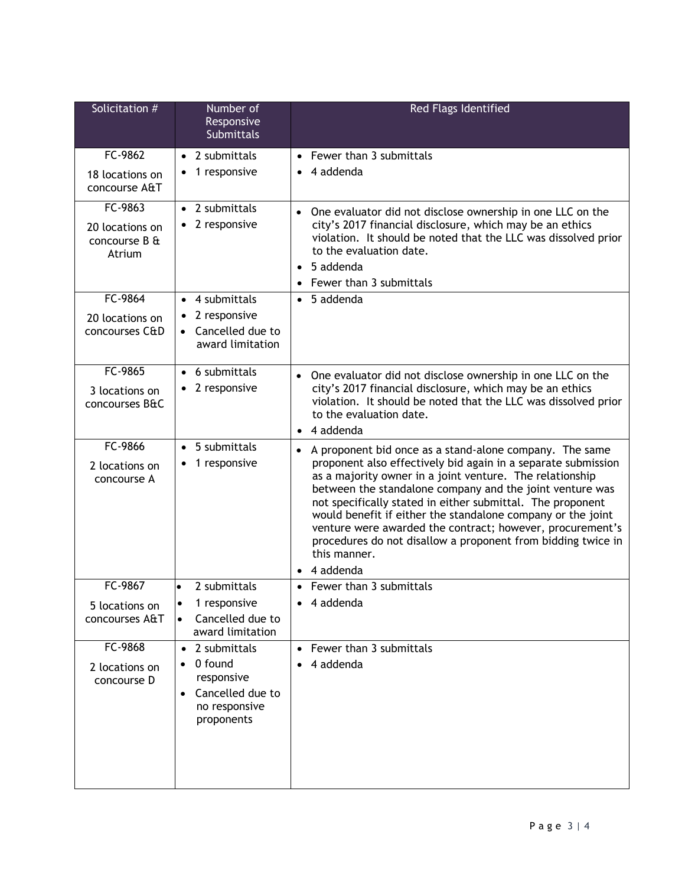| Solicitation # | Number of Responsive Submittals | Red Flags Identified |
|---|---|---|
| FC-9862<br><br>18 locations on concourse A&T | • 2 submittals<br>• 1 responsive | • Fewer than 3 submittals<br>• 4 addenda |
| FC-9863<br><br>20 locations on concourse B & Atrium | • 2 submittals<br>• 2 responsive | • One evaluator did not disclose ownership in one LLC on the city's 2017 financial disclosure, which may be an ethics violation. It should be noted that the LLC was dissolved prior to the evaluation date.<br>• 5 addenda<br>• Fewer than 3 submittals |
| FC-9864<br><br>20 locations on concourses C&D | • 4 submittals<br>• 2 responsive<br>• Cancelled due to award limitation | • 5 addenda |
| FC-9865<br><br>3 locations on concourses B&C | • 6 submittals<br>• 2 responsive | • One evaluator did not disclose ownership in one LLC on the city's 2017 financial disclosure, which may be an ethics violation. It should be noted that the LLC was dissolved prior to the evaluation date.<br>• 4 addenda |
| FC-9866<br><br>2 locations on concourse A | • 5 submittals<br>• 1 responsive | • A proponent bid once as a stand-alone company. The same proponent also effectively bid again in a separate submission as a majority owner in a joint venture. The relationship between the standalone company and the joint venture was not specifically stated in either submittal. The proponent would benefit if either the standalone company or the joint venture were awarded the contract; however, procurement's procedures do not disallow a proponent from bidding twice in this manner.<br>• 4 addenda |
| FC-9867<br><br>5 locations on concourses A&T | • 2 submittals<br>• 1 responsive<br>• Cancelled due to award limitation | • Fewer than 3 submittals<br>• 4 addenda |
| FC-9868<br><br>2 locations on concourse D | • 2 submittals<br>• 0 found responsive<br>• Cancelled due to no responsive proponents | • Fewer than 3 submittals<br>• 4 addenda |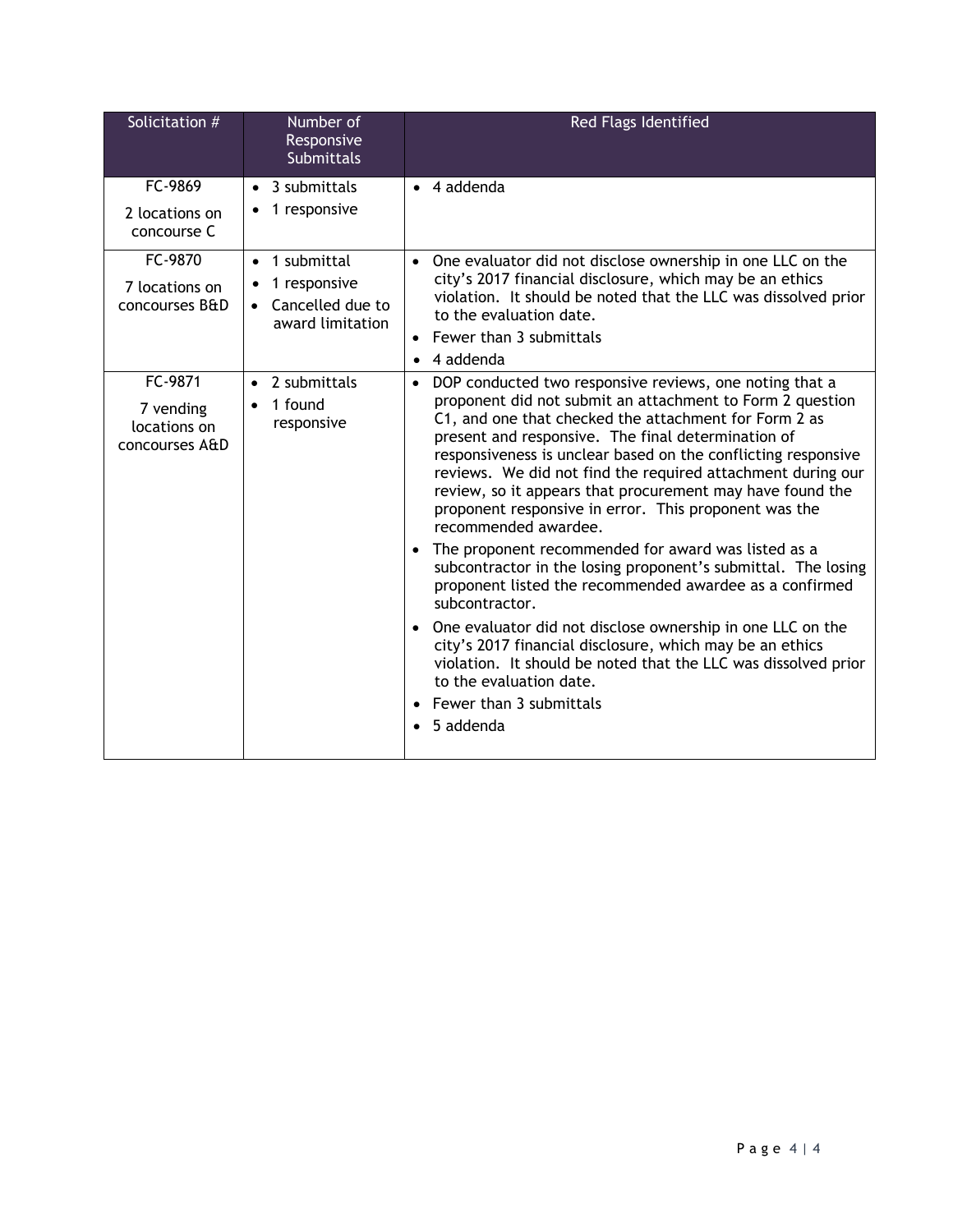| Solicitation # | Number of Responsive Submittals | Red Flags Identified |
|---|---|---|
| FC-9869<br><br>2 locations on concourse C | • 3 submittals<br>• 1 responsive | • 4 addenda |
| FC-9870<br><br>7 locations on concourses B&D | • 1 submittal<br>• 1 responsive<br>• Cancelled due to award limitation | • One evaluator did not disclose ownership in one LLC on the city's 2017 financial disclosure, which may be an ethics violation. It should be noted that the LLC was dissolved prior to the evaluation date.<br>• Fewer than 3 submittals<br>• 4 addenda |
| FC-9871<br><br>7 vending locations on concourses A&D | • 2 submittals<br>• 1 found responsive | • DOP conducted two responsive reviews, one noting that a proponent did not submit an attachment to Form 2 question C1, and one that checked the attachment for Form 2 as present and responsive. The final determination of responsiveness is unclear based on the conflicting responsive reviews. We did not find the required attachment during our review, so it appears that procurement may have found the proponent responsive in error. This proponent was the recommended awardee.<br>• The proponent recommended for award was listed as a subcontractor in the losing proponent's submittal. The losing proponent listed the recommended awardee as a confirmed subcontractor.<br>• One evaluator did not disclose ownership in one LLC on the city's 2017 financial disclosure, which may be an ethics violation. It should be noted that the LLC was dissolved prior to the evaluation date.<br>• Fewer than 3 submittals<br>• 5 addenda |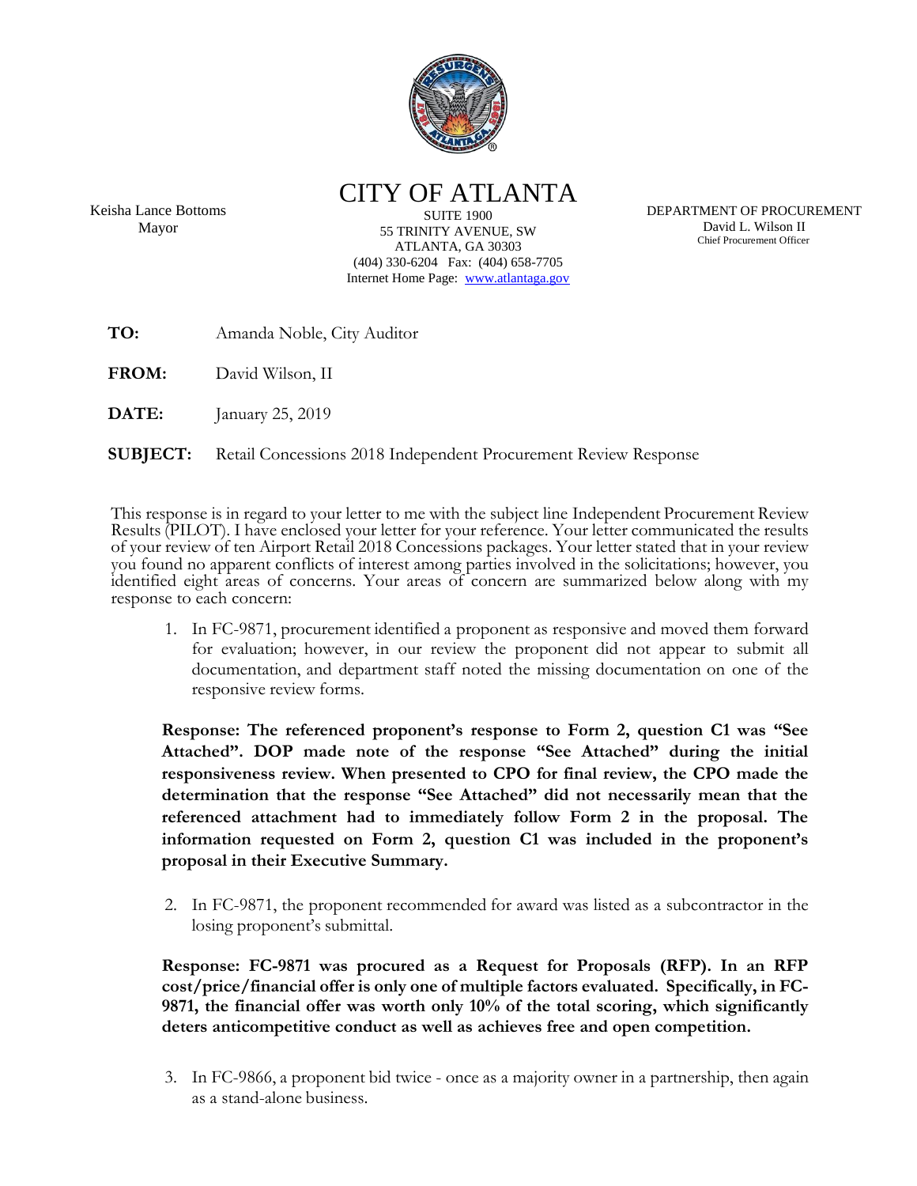# CITY OF ATLANTA

Keisha Lance Bottoms
Mayor

SUITE 1900
55 TRINITY AVENUE, SW
ATLANTA, GA 30303
(404) 330-6204 Fax: (404) 658-7705
Internet Home Page: www.atlantaga.gov

DEPARTMENT OF PROCUREMENT
David L. Wilson II
Chief Procurement Officer

**TO:** Amanda Noble, City Auditor

**FROM:** David Wilson, II

**DATE:** January 25, 2019

**SUBJECT:** Retail Concessions 2018 Independent Procurement Review Response

This response is in regard to your letter to me with the subject line Independent Procurement Review Results (PILOT). I have enclosed your letter for your reference. Your letter communicated the results of your review of ten Airport Retail 2018 Concessions packages. Your letter stated that in your review you found no apparent conflicts of interest among parties involved in the solicitations; however, you identified eight areas of concerns. Your areas of concern are summarized below along with my response to each concern:

1. In FC-9871, procurement identified a proponent as responsive and moved them forward for evaluation; however, in our review the proponent did not appear to submit all documentation, and department staff noted the missing documentation on one of the responsive review forms.

**Response: The referenced proponent's response to Form 2, question C1 was "See Attached". DOP made note of the response "See Attached" during the initial responsiveness review. When presented to CPO for final review, the CPO made the determination that the response "See Attached" did not necessarily mean that the referenced attachment had to immediately follow Form 2 in the proposal. The information requested on Form 2, question C1 was included in the proponent's proposal in their Executive Summary.**

2. In FC-9871, the proponent recommended for award was listed as a subcontractor in the losing proponent's submittal.

**Response: FC-9871 was procured as a Request for Proposals (RFP). In an RFP cost/price/financial offer is only one of multiple factors evaluated. Specifically, in FC-9871, the financial offer was worth only 10% of the total scoring, which significantly deters anticompetitive conduct as well as achieves free and open competition.**

3. In FC-9866, a proponent bid twice - once as a majority owner in a partnership, then again as a stand-alone business.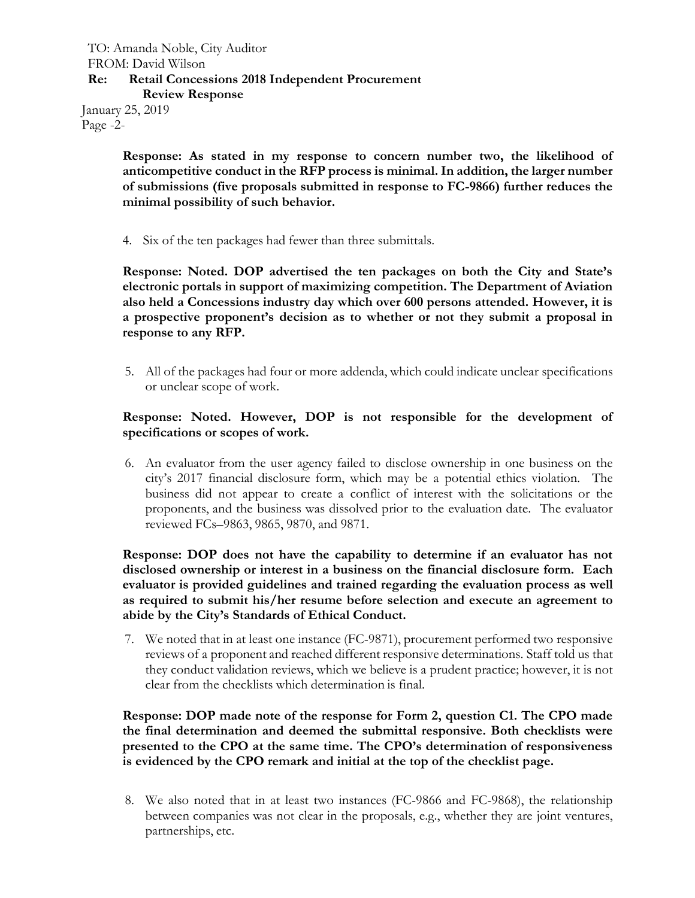**Response: As stated in my response to concern number two, the likelihood of anticompetitive conduct in the RFP process is minimal. In addition, the larger number of submissions (five proposals submitted in response to FC-9866) further reduces the minimal possibility of such behavior.**

4. Six of the ten packages had fewer than three submittals.

**Response: Noted. DOP advertised the ten packages on both the City and State's electronic portals in support of maximizing competition. The Department of Aviation also held a Concessions industry day which over 600 persons attended. However, it is a prospective proponent's decision as to whether or not they submit a proposal in response to any RFP.**

5. All of the packages had four or more addenda, which could indicate unclear specifications or unclear scope of work.

**Response: Noted. However, DOP is not responsible for the development of specifications or scopes of work.**

6. An evaluator from the user agency failed to disclose ownership in one business on the city's 2017 financial disclosure form, which may be a potential ethics violation. The business did not appear to create a conflict of interest with the solicitations or the proponents, and the business was dissolved prior to the evaluation date. The evaluator reviewed FCs–9863, 9865, 9870, and 9871.

**Response: DOP does not have the capability to determine if an evaluator has not disclosed ownership or interest in a business on the financial disclosure form. Each evaluator is provided guidelines and trained regarding the evaluation process as well as required to submit his/her resume before selection and execute an agreement to abide by the City's Standards of Ethical Conduct.**

7. We noted that in at least one instance (FC-9871), procurement performed two responsive reviews of a proponent and reached different responsive determinations. Staff told us that they conduct validation reviews, which we believe is a prudent practice; however, it is not clear from the checklists which determination is final.

**Response: DOP made note of the response for Form 2, question C1. The CPO made the final determination and deemed the submittal responsive. Both checklists were presented to the CPO at the same time. The CPO's determination of responsiveness is evidenced by the CPO remark and initial at the top of the checklist page.**

8. We also noted that in at least two instances (FC-9866 and FC-9868), the relationship between companies was not clear in the proposals, e.g., whether they are joint ventures, partnerships, etc.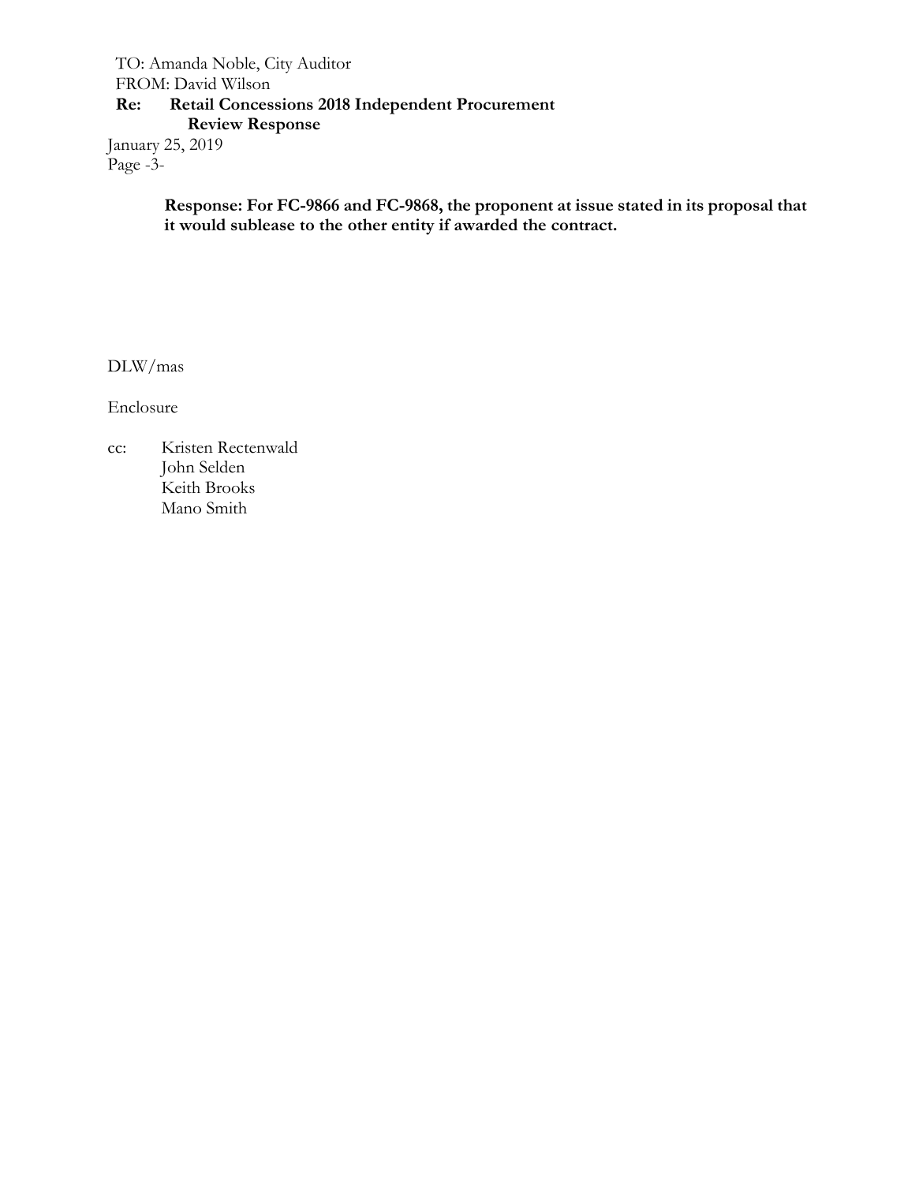**Response: For FC-9866 and FC-9868, the proponent at issue stated in its proposal that it would sublease to the other entity if awarded the contract.**

DLW/mas

Enclosure

cc: Kristen Rectenwald
John Selden
Keith Brooks
Mano Smith